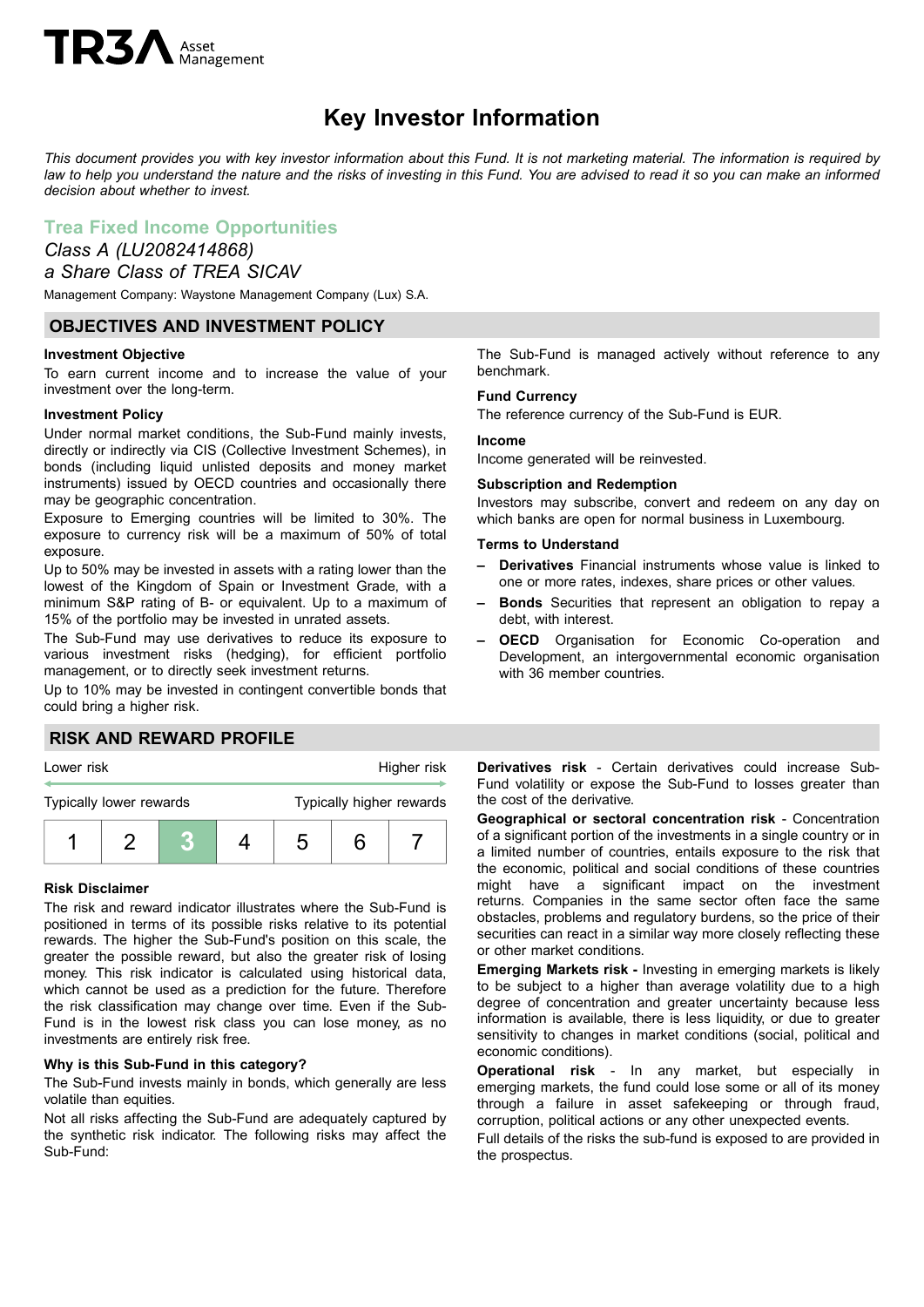TR3A Asset Management

# Key Investor Information

*This document provides you with key investor information about this Fund. It is not marketing material. The information is required by law to help you understand the nature and the risks of investing in this Fund. You are advised to read it so you can make an informed decision about whether to invest.*

## Trea Fixed Income Opportunities

*Class A (LU2082414868)*

*a Share Class of TREA SICAV*

Management Company: Waystone Management Company (Lux) S.A.

## OBJECTIVES AND INVESTMENT POLICY

**Investment Objective**

To earn current income and to increase the value of your investment over the long-term.

**Investment Policy**

Under normal market conditions, the Sub-Fund mainly invests, directly or indirectly via CIS (Collective Investment Schemes), in bonds (including liquid unlisted deposits and money market instruments) issued by OECD countries and occasionally there may be geographic concentration.

Exposure to Emerging countries will be limited to 30%. The exposure to currency risk will be a maximum of 50% of total exposure.

Up to 50% may be invested in assets with a rating lower than the lowest of the Kingdom of Spain or Investment Grade, with a minimum S&P rating of B- or equivalent. Up to a maximum of 15% of the portfolio may be invested in unrated assets.

The Sub-Fund may use derivatives to reduce its exposure to various investment risks (hedging), for efficient portfolio management, or to directly seek investment returns.

Up to 10% may be invested in contingent convertible bonds that could bring a higher risk.

The Sub-Fund is managed actively without reference to any benchmark.

**Fund Currency**

The reference currency of the Sub-Fund is EUR.

**Income**

Income generated will be reinvested.

**Subscription and Redemption**

Investors may subscribe, convert and redeem on any day on which banks are open for normal business in Luxembourg.

**Terms to Understand**

- **Derivatives** Financial instruments whose value is linked to one or more rates, indexes, share prices or other values.
- **Bonds** Securities that represent an obligation to repay a debt, with interest.
- **OECD** Organisation for Economic Co-operation and Development, an intergovernmental economic organisation with 36 member countries.

## RISK AND REWARD PROFILE

| Lower risk | | | | | | Higher risk |
|---|---|---|---|---|---|---|
| Typically lower rewards | | | | | | Typically higher rewards |
| 1 | 2 | **3** | 4 | 5 | 6 | 7 |

**Risk Disclaimer**

The risk and reward indicator illustrates where the Sub-Fund is positioned in terms of its possible risks relative to its potential rewards. The higher the Sub-Fund's position on this scale, the greater the possible reward, but also the greater risk of losing money. This risk indicator is calculated using historical data, which cannot be used as a prediction for the future. Therefore the risk classification may change over time. Even if the Sub-Fund is in the lowest risk class you can lose money, as no investments are entirely risk free.

**Why is this Sub-Fund in this category?**

The Sub-Fund invests mainly in bonds, which generally are less volatile than equities.

Not all risks affecting the Sub-Fund are adequately captured by the synthetic risk indicator. The following risks may affect the Sub-Fund:

**Derivatives risk** - Certain derivatives could increase Sub-Fund volatility or expose the Sub-Fund to losses greater than the cost of the derivative.

**Geographical or sectoral concentration risk** - Concentration of a significant portion of the investments in a single country or in a limited number of countries, entails exposure to the risk that the economic, political and social conditions of these countries might have a significant impact on the investment returns. Companies in the same sector often face the same obstacles, problems and regulatory burdens, so the price of their securities can react in a similar way more closely reflecting these or other market conditions.

**Emerging Markets risk -** Investing in emerging markets is likely to be subject to a higher than average volatility due to a high degree of concentration and greater uncertainty because less information is available, there is less liquidity, or due to greater sensitivity to changes in market conditions (social, political and economic conditions).

**Operational risk** - In any market, but especially in emerging markets, the fund could lose some or all of its money through a failure in asset safekeeping or through fraud, corruption, political actions or any other unexpected events.

Full details of the risks the sub-fund is exposed to are provided in the prospectus.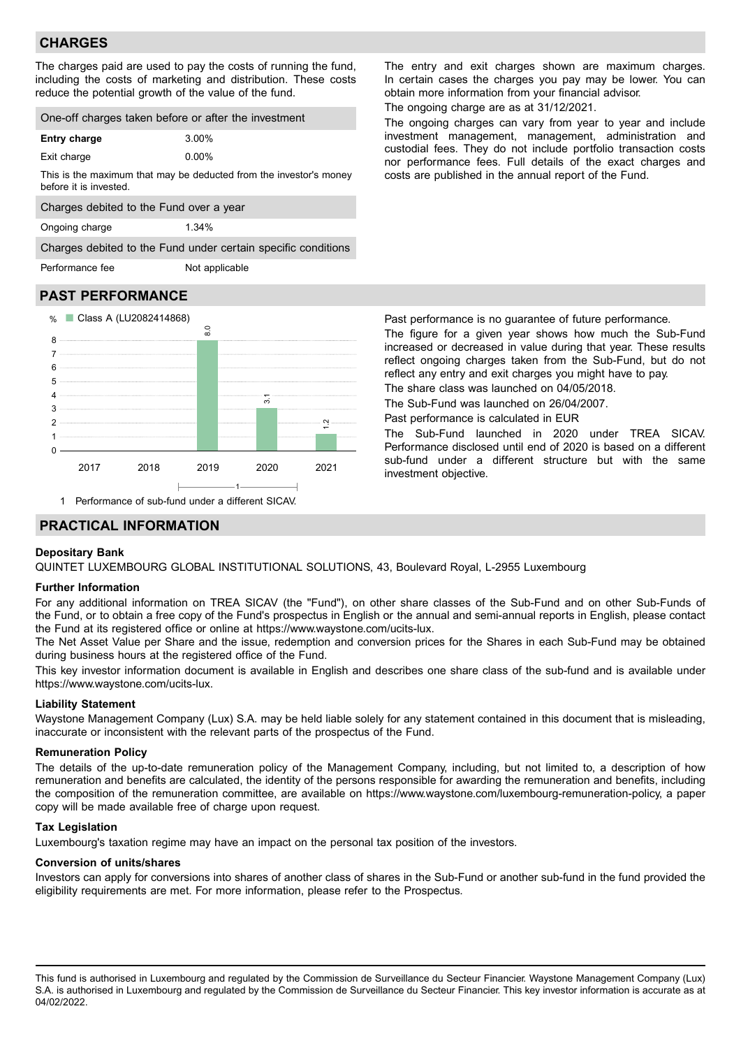## CHARGES

The charges paid are used to pay the costs of running the fund, including the costs of marketing and distribution. These costs reduce the potential growth of the value of the fund.

| One-off charges taken before or after the investment | |
|---|---|
| **Entry charge** | 3.00% |
| Exit charge | 0.00% |

This is the maximum that may be deducted from the investor's money before it is invested.

| Charges debited to the Fund over a year | |
|---|---|
| Ongoing charge | 1.34% |

| Charges debited to the Fund under certain specific conditions | |
|---|---|
| Performance fee | Not applicable |

The entry and exit charges shown are maximum charges. In certain cases the charges you pay may be lower. You can obtain more information from your financial advisor.

The ongoing charge are as at 31/12/2021.

The ongoing charges can vary from year to year and include investment management, management, administration and custodial fees. They do not include portfolio transaction costs nor performance fees. Full details of the exact charges and costs are published in the annual report of the Fund.

## PAST PERFORMANCE

%
Class A (LU2082414868)
8.0
3.1
1.2
0 1 2 3 4 5 6 7 8
2017 2018 2019 2020 2021
1

1 Performance of sub-fund under a different SICAV.

Past performance is no guarantee of future performance.

The figure for a given year shows how much the Sub-Fund increased or decreased in value during that year. These results reflect ongoing charges taken from the Sub-Fund, but do not reflect any entry and exit charges you might have to pay.

The share class was launched on 04/05/2018.

The Sub-Fund was launched on 26/04/2007.

Past performance is calculated in EUR

The Sub-Fund launched in 2020 under TREA SICAV. Performance disclosed until end of 2020 is based on a different sub-fund under a different structure but with the same investment objective.

## PRACTICAL INFORMATION

**Depositary Bank**

QUINTET LUXEMBOURG GLOBAL INSTITUTIONAL SOLUTIONS, 43, Boulevard Royal, L-2955 Luxembourg

**Further Information**

For any additional information on TREA SICAV (the "Fund"), on other share classes of the Sub-Fund and on other Sub-Funds of the Fund, or to obtain a free copy of the Fund's prospectus in English or the annual and semi-annual reports in English, please contact the Fund at its registered office or online at https://www.waystone.com/ucits-lux.

The Net Asset Value per Share and the issue, redemption and conversion prices for the Shares in each Sub-Fund may be obtained during business hours at the registered office of the Fund.

This key investor information document is available in English and describes one share class of the sub-fund and is available under https://www.waystone.com/ucits-lux.

**Liability Statement**

Waystone Management Company (Lux) S.A. may be held liable solely for any statement contained in this document that is misleading, inaccurate or inconsistent with the relevant parts of the prospectus of the Fund.

**Remuneration Policy**

The details of the up-to-date remuneration policy of the Management Company, including, but not limited to, a description of how remuneration and benefits are calculated, the identity of the persons responsible for awarding the remuneration and benefits, including the composition of the remuneration committee, are available on https://www.waystone.com/luxembourg-remuneration-policy, a paper copy will be made available free of charge upon request.

**Tax Legislation**

Luxembourg's taxation regime may have an impact on the personal tax position of the investors.

**Conversion of units/shares**

Investors can apply for conversions into shares of another class of shares in the Sub-Fund or another sub-fund in the fund provided the eligibility requirements are met. For more information, please refer to the Prospectus.

This fund is authorised in Luxembourg and regulated by the Commission de Surveillance du Secteur Financier. Waystone Management Company (Lux) S.A. is authorised in Luxembourg and regulated by the Commission de Surveillance du Secteur Financier. This key investor information is accurate as at 04/02/2022.